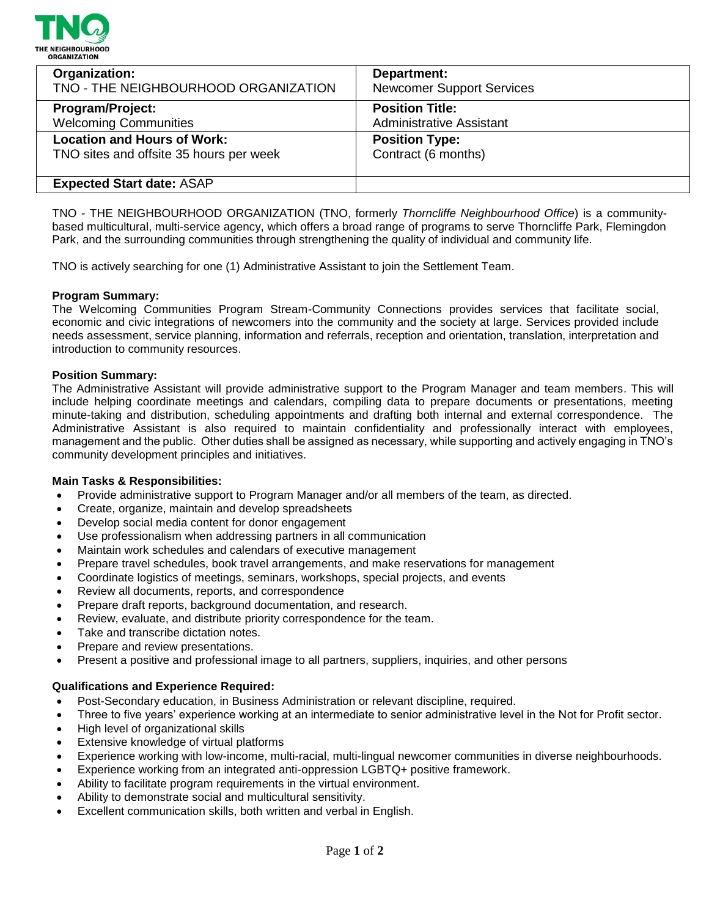| Organization: TNO - THE NEIGHBOURHOOD ORGANIZATION | Department: Newcomer Support Services |
|---|---|
| **Program/Project:** Welcoming Communities | **Position Title:** Administrative Assistant |
| **Location and Hours of Work:** TNO sites and offsite 35 hours per week | **Position Type:** Contract (6 months) |
| **Expected Start date:** ASAP | |

TNO - THE NEIGHBOURHOOD ORGANIZATION (TNO, formerly *Thorncliffe Neighbourhood Office*) is a community-based multicultural, multi-service agency, which offers a broad range of programs to serve Thorncliffe Park, Flemingdon Park, and the surrounding communities through strengthening the quality of individual and community life.

TNO is actively searching for one (1) Administrative Assistant to join the Settlement Team.

**Program Summary:**
The Welcoming Communities Program Stream-Community Connections provides services that facilitate social, economic and civic integrations of newcomers into the community and the society at large. Services provided include needs assessment, service planning, information and referrals, reception and orientation, translation, interpretation and introduction to community resources.

**Position Summary:**
The Administrative Assistant will provide administrative support to the Program Manager and team members. This will include helping coordinate meetings and calendars, compiling data to prepare documents or presentations, meeting minute-taking and distribution, scheduling appointments and drafting both internal and external correspondence. The Administrative Assistant is also required to maintain confidentiality and professionally interact with employees, management and the public. Other duties shall be assigned as necessary, while supporting and actively engaging in TNO's community development principles and initiatives.

**Main Tasks & Responsibilities:**

- Provide administrative support to Program Manager and/or all members of the team, as directed.
- Create, organize, maintain and develop spreadsheets
- Develop social media content for donor engagement
- Use professionalism when addressing partners in all communication
- Maintain work schedules and calendars of executive management
- Prepare travel schedules, book travel arrangements, and make reservations for management
- Coordinate logistics of meetings, seminars, workshops, special projects, and events
- Review all documents, reports, and correspondence
- Prepare draft reports, background documentation, and research.
- Review, evaluate, and distribute priority correspondence for the team.
- Take and transcribe dictation notes.
- Prepare and review presentations.
- Present a positive and professional image to all partners, suppliers, inquiries, and other persons

**Qualifications and Experience Required:**

- Post-Secondary education, in Business Administration or relevant discipline, required.
- Three to five years' experience working at an intermediate to senior administrative level in the Not for Profit sector.
- High level of organizational skills
- Extensive knowledge of virtual platforms
- Experience working with low-income, multi-racial, multi-lingual newcomer communities in diverse neighbourhoods.
- Experience working from an integrated anti-oppression LGBTQ+ positive framework.
- Ability to facilitate program requirements in the virtual environment.
- Ability to demonstrate social and multicultural sensitivity.
- Excellent communication skills, both written and verbal in English.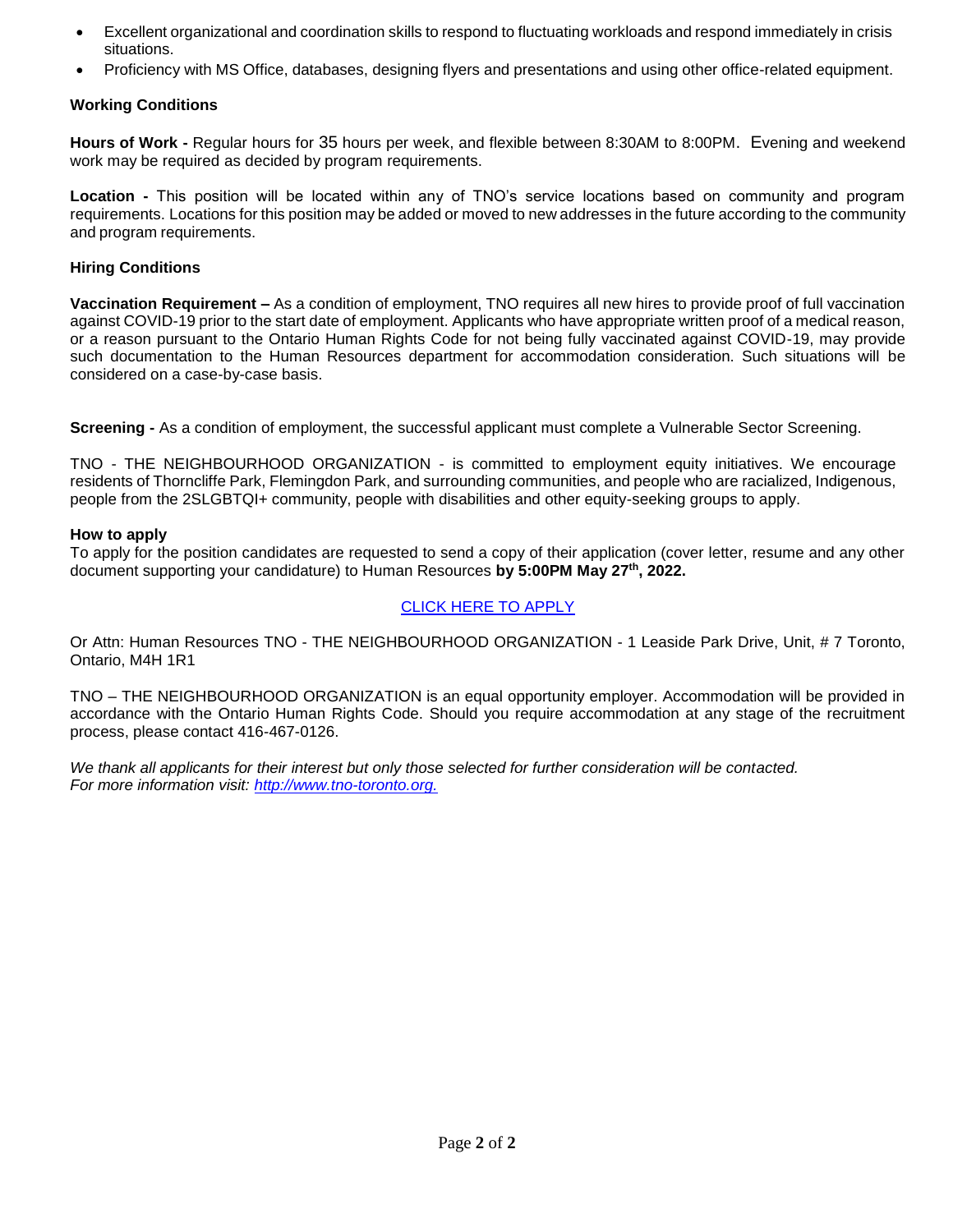- Excellent organizational and coordination skills to respond to fluctuating workloads and respond immediately in crisis situations.
- Proficiency with MS Office, databases, designing flyers and presentations and using other office-related equipment.

**Working Conditions**

**Hours of Work -** Regular hours for 35 hours per week, and flexible between 8:30AM to 8:00PM. Evening and weekend work may be required as decided by program requirements.

**Location -** This position will be located within any of TNO's service locations based on community and program requirements. Locations for this position may be added or moved to new addresses in the future according to the community and program requirements.

**Hiring Conditions**

**Vaccination Requirement –** As a condition of employment, TNO requires all new hires to provide proof of full vaccination against COVID-19 prior to the start date of employment. Applicants who have appropriate written proof of a medical reason, or a reason pursuant to the Ontario Human Rights Code for not being fully vaccinated against COVID-19, may provide such documentation to the Human Resources department for accommodation consideration. Such situations will be considered on a case-by-case basis.

**Screening -** As a condition of employment, the successful applicant must complete a Vulnerable Sector Screening.

TNO - THE NEIGHBOURHOOD ORGANIZATION - is committed to employment equity initiatives. We encourage residents of Thorncliffe Park, Flemingdon Park, and surrounding communities, and people who are racialized, Indigenous, people from the 2SLGBTQI+ community, people with disabilities and other equity-seeking groups to apply.

**How to apply**

To apply for the position candidates are requested to send a copy of their application (cover letter, resume and any other document supporting your candidature) to Human Resources **by 5:00PM May 27th, 2022.**

CLICK HERE TO APPLY

Or Attn: Human Resources TNO - THE NEIGHBOURHOOD ORGANIZATION - 1 Leaside Park Drive, Unit, # 7 Toronto, Ontario, M4H 1R1

TNO – THE NEIGHBOURHOOD ORGANIZATION is an equal opportunity employer. Accommodation will be provided in accordance with the Ontario Human Rights Code. Should you require accommodation at any stage of the recruitment process, please contact 416-467-0126.

*We thank all applicants for their interest but only those selected for further consideration will be contacted.*
*For more information visit: http://www.tno-toronto.org.*